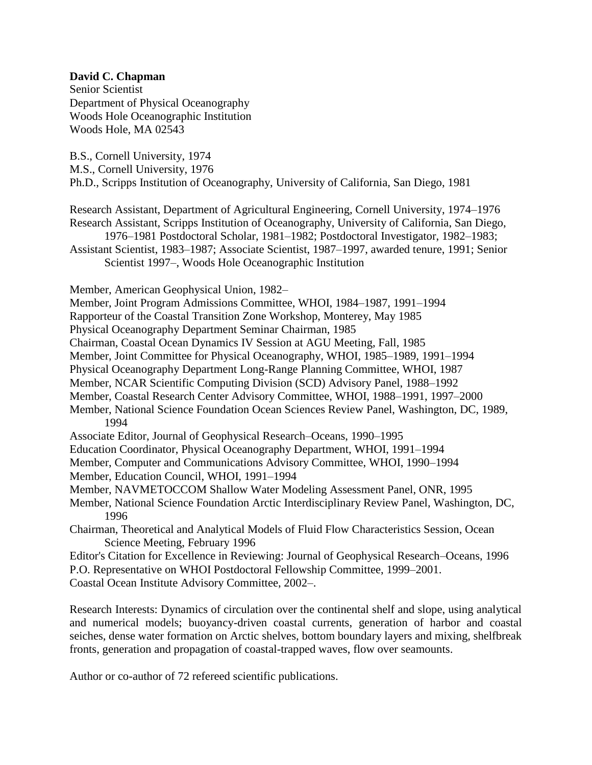**David C. Chapman**
Senior Scientist
Department of Physical Oceanography
Woods Hole Oceanographic Institution
Woods Hole, MA 02543

B.S., Cornell University, 1974
M.S., Cornell University, 1976
Ph.D., Scripps Institution of Oceanography, University of California, San Diego, 1981

Research Assistant, Department of Agricultural Engineering, Cornell University, 1974–1976
Research Assistant, Scripps Institution of Oceanography, University of California, San Diego, 1976–1981 Postdoctoral Scholar, 1981–1982; Postdoctoral Investigator, 1982–1983;
Assistant Scientist, 1983–1987; Associate Scientist, 1987–1997, awarded tenure, 1991; Senior Scientist 1997–, Woods Hole Oceanographic Institution

Member, American Geophysical Union, 1982–
Member, Joint Program Admissions Committee, WHOI, 1984–1987, 1991–1994
Rapporteur of the Coastal Transition Zone Workshop, Monterey, May 1985
Physical Oceanography Department Seminar Chairman, 1985
Chairman, Coastal Ocean Dynamics IV Session at AGU Meeting, Fall, 1985
Member, Joint Committee for Physical Oceanography, WHOI, 1985–1989, 1991–1994
Physical Oceanography Department Long-Range Planning Committee, WHOI, 1987
Member, NCAR Scientific Computing Division (SCD) Advisory Panel, 1988–1992
Member, Coastal Research Center Advisory Committee, WHOI, 1988–1991, 1997–2000
Member, National Science Foundation Ocean Sciences Review Panel, Washington, DC, 1989, 1994
Associate Editor, Journal of Geophysical Research–Oceans, 1990–1995
Education Coordinator, Physical Oceanography Department, WHOI, 1991–1994
Member, Computer and Communications Advisory Committee, WHOI, 1990–1994
Member, Education Council, WHOI, 1991–1994
Member, NAVMETOCCOM Shallow Water Modeling Assessment Panel, ONR, 1995
Member, National Science Foundation Arctic Interdisciplinary Review Panel, Washington, DC, 1996
Chairman, Theoretical and Analytical Models of Fluid Flow Characteristics Session, Ocean Science Meeting, February 1996
Editor's Citation for Excellence in Reviewing: Journal of Geophysical Research–Oceans, 1996
P.O. Representative on WHOI Postdoctoral Fellowship Committee, 1999–2001.
Coastal Ocean Institute Advisory Committee, 2002–.

Research Interests: Dynamics of circulation over the continental shelf and slope, using analytical and numerical models; buoyancy-driven coastal currents, generation of harbor and coastal seiches, dense water formation on Arctic shelves, bottom boundary layers and mixing, shelfbreak fronts, generation and propagation of coastal-trapped waves, flow over seamounts.

Author or co-author of 72 refereed scientific publications.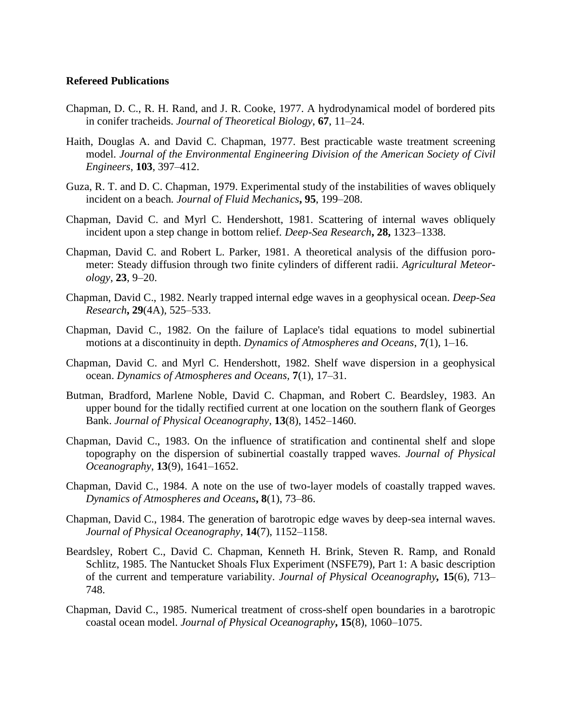**Refereed Publications**

Chapman, D. C., R. H. Rand, and J. R. Cooke, 1977. A hydrodynamical model of bordered pits in conifer tracheids. *Journal of Theoretical Biology*, **67**, 11–24.

Haith, Douglas A. and David C. Chapman, 1977. Best practicable waste treatment screening model. *Journal of the Environmental Engineering Division of the American Society of Civil Engineers*, **103**, 397–412.

Guza, R. T. and D. C. Chapman, 1979. Experimental study of the instabilities of waves obliquely incident on a beach. *Journal of Fluid Mechanics***, 95**, 199–208.

Chapman, David C. and Myrl C. Hendershott, 1981. Scattering of internal waves obliquely incident upon a step change in bottom relief. *Deep-Sea Research***, 28,** 1323–1338.

Chapman, David C. and Robert L. Parker, 1981. A theoretical analysis of the diffusion porometer: Steady diffusion through two finite cylinders of different radii. *Agricultural Meteorology*, **23**, 9–20.

Chapman, David C., 1982. Nearly trapped internal edge waves in a geophysical ocean. *Deep-Sea Research***, 29**(4A), 525–533.

Chapman, David C., 1982. On the failure of Laplace's tidal equations to model subinertial motions at a discontinuity in depth. *Dynamics of Atmospheres and Oceans*, **7**(1), 1–16.

Chapman, David C. and Myrl C. Hendershott, 1982. Shelf wave dispersion in a geophysical ocean. *Dynamics of Atmospheres and Oceans*, **7**(1), 17–31.

Butman, Bradford, Marlene Noble, David C. Chapman, and Robert C. Beardsley, 1983. An upper bound for the tidally rectified current at one location on the southern flank of Georges Bank. *Journal of Physical Oceanography*, **13**(8), 1452–1460.

Chapman, David C., 1983. On the influence of stratification and continental shelf and slope topography on the dispersion of subinertial coastally trapped waves. *Journal of Physical Oceanography*, **13**(9), 1641–1652.

Chapman, David C., 1984. A note on the use of two-layer models of coastally trapped waves. *Dynamics of Atmospheres and Oceans***, 8**(1), 73–86.

Chapman, David C., 1984. The generation of barotropic edge waves by deep-sea internal waves. *Journal of Physical Oceanography*, **14**(7), 1152–1158.

Beardsley, Robert C., David C. Chapman, Kenneth H. Brink, Steven R. Ramp, and Ronald Schlitz, 1985. The Nantucket Shoals Flux Experiment (NSFE79), Part 1: A basic description of the current and temperature variability. *Journal of Physical Oceanography***, 15**(6), 713–748.

Chapman, David C., 1985. Numerical treatment of cross-shelf open boundaries in a barotropic coastal ocean model. *Journal of Physical Oceanography***, 15**(8), 1060–1075.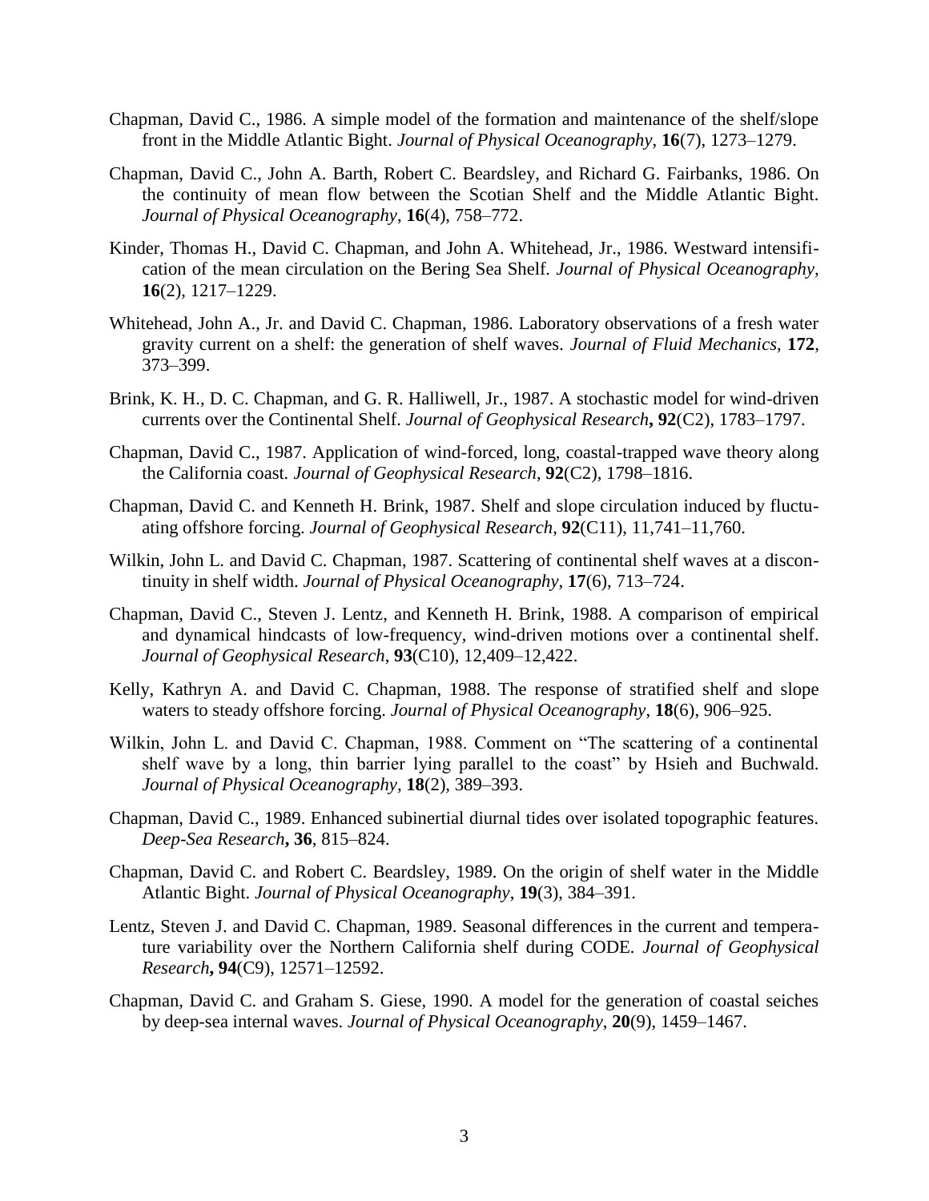Chapman, David C., 1986. A simple model of the formation and maintenance of the shelf/slope front in the Middle Atlantic Bight. *Journal of Physical Oceanography*, **16**(7), 1273–1279.

Chapman, David C., John A. Barth, Robert C. Beardsley, and Richard G. Fairbanks, 1986. On the continuity of mean flow between the Scotian Shelf and the Middle Atlantic Bight. *Journal of Physical Oceanography*, **16**(4), 758–772.

Kinder, Thomas H., David C. Chapman, and John A. Whitehead, Jr., 1986. Westward intensification of the mean circulation on the Bering Sea Shelf. *Journal of Physical Oceanography*, **16**(2), 1217–1229.

Whitehead, John A., Jr. and David C. Chapman, 1986. Laboratory observations of a fresh water gravity current on a shelf: the generation of shelf waves. *Journal of Fluid Mechanics*, **172**, 373–399.

Brink, K. H., D. C. Chapman, and G. R. Halliwell, Jr., 1987. A stochastic model for wind-driven currents over the Continental Shelf. *Journal of Geophysical Research*, **92**(C2), 1783–1797.

Chapman, David C., 1987. Application of wind-forced, long, coastal-trapped wave theory along the California coast. *Journal of Geophysical Research*, **92**(C2), 1798–1816.

Chapman, David C. and Kenneth H. Brink, 1987. Shelf and slope circulation induced by fluctuating offshore forcing. *Journal of Geophysical Research*, **92**(C11), 11,741–11,760.

Wilkin, John L. and David C. Chapman, 1987. Scattering of continental shelf waves at a discontinuity in shelf width. *Journal of Physical Oceanography*, **17**(6), 713–724.

Chapman, David C., Steven J. Lentz, and Kenneth H. Brink, 1988. A comparison of empirical and dynamical hindcasts of low-frequency, wind-driven motions over a continental shelf. *Journal of Geophysical Research*, **93**(C10), 12,409–12,422.

Kelly, Kathryn A. and David C. Chapman, 1988. The response of stratified shelf and slope waters to steady offshore forcing. *Journal of Physical Oceanography*, **18**(6), 906–925.

Wilkin, John L. and David C. Chapman, 1988. Comment on "The scattering of a continental shelf wave by a long, thin barrier lying parallel to the coast" by Hsieh and Buchwald. *Journal of Physical Oceanography*, **18**(2), 389–393.

Chapman, David C., 1989. Enhanced subinertial diurnal tides over isolated topographic features. *Deep-Sea Research*, **36**, 815–824.

Chapman, David C. and Robert C. Beardsley, 1989. On the origin of shelf water in the Middle Atlantic Bight. *Journal of Physical Oceanography*, **19**(3), 384–391.

Lentz, Steven J. and David C. Chapman, 1989. Seasonal differences in the current and temperature variability over the Northern California shelf during CODE. *Journal of Geophysical Research*, **94**(C9), 12571–12592.

Chapman, David C. and Graham S. Giese, 1990. A model for the generation of coastal seiches by deep-sea internal waves. *Journal of Physical Oceanography*, **20**(9), 1459–1467.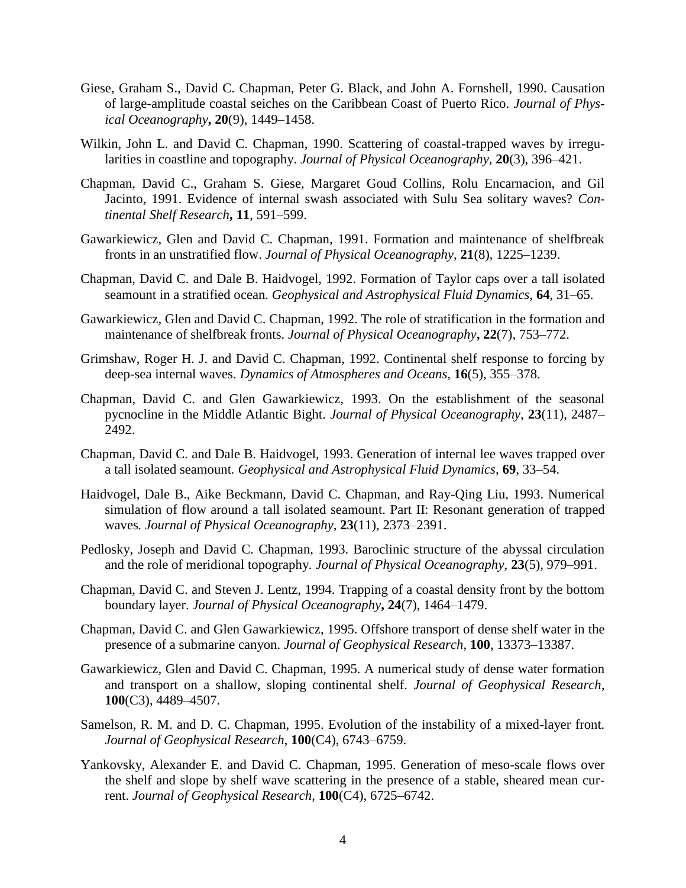Giese, Graham S., David C. Chapman, Peter G. Black, and John A. Fornshell, 1990. Causation of large-amplitude coastal seiches on the Caribbean Coast of Puerto Rico. *Journal of Physical Oceanography*, **20**(9), 1449–1458.

Wilkin, John L. and David C. Chapman, 1990. Scattering of coastal-trapped waves by irregularities in coastline and topography. *Journal of Physical Oceanography*, **20**(3), 396–421.

Chapman, David C., Graham S. Giese, Margaret Goud Collins, Rolu Encarnacion, and Gil Jacinto, 1991. Evidence of internal swash associated with Sulu Sea solitary waves? *Continental Shelf Research*, **11**, 591–599.

Gawarkiewicz, Glen and David C. Chapman, 1991. Formation and maintenance of shelfbreak fronts in an unstratified flow. *Journal of Physical Oceanography*, **21**(8), 1225–1239.

Chapman, David C. and Dale B. Haidvogel, 1992. Formation of Taylor caps over a tall isolated seamount in a stratified ocean. *Geophysical and Astrophysical Fluid Dynamics*, **64**, 31–65.

Gawarkiewicz, Glen and David C. Chapman, 1992. The role of stratification in the formation and maintenance of shelfbreak fronts. *Journal of Physical Oceanography*, **22**(7), 753–772.

Grimshaw, Roger H. J. and David C. Chapman, 1992. Continental shelf response to forcing by deep-sea internal waves. *Dynamics of Atmospheres and Oceans*, **16**(5), 355–378.

Chapman, David C. and Glen Gawarkiewicz, 1993. On the establishment of the seasonal pycnocline in the Middle Atlantic Bight. *Journal of Physical Oceanography*, **23**(11), 2487–2492.

Chapman, David C. and Dale B. Haidvogel, 1993. Generation of internal lee waves trapped over a tall isolated seamount. *Geophysical and Astrophysical Fluid Dynamics*, **69**, 33–54.

Haidvogel, Dale B., Aike Beckmann, David C. Chapman, and Ray-Qing Liu, 1993. Numerical simulation of flow around a tall isolated seamount. Part II: Resonant generation of trapped waves. *Journal of Physical Oceanography*, **23**(11), 2373–2391.

Pedlosky, Joseph and David C. Chapman, 1993. Baroclinic structure of the abyssal circulation and the role of meridional topography. *Journal of Physical Oceanography*, **23**(5), 979–991.

Chapman, David C. and Steven J. Lentz, 1994. Trapping of a coastal density front by the bottom boundary layer. *Journal of Physical Oceanography*, **24**(7), 1464–1479.

Chapman, David C. and Glen Gawarkiewicz, 1995. Offshore transport of dense shelf water in the presence of a submarine canyon. *Journal of Geophysical Research*, **100**, 13373–13387.

Gawarkiewicz, Glen and David C. Chapman, 1995. A numerical study of dense water formation and transport on a shallow, sloping continental shelf. *Journal of Geophysical Research*, **100**(C3), 4489–4507.

Samelson, R. M. and D. C. Chapman, 1995. Evolution of the instability of a mixed-layer front. *Journal of Geophysical Research*, **100**(C4), 6743–6759.

Yankovsky, Alexander E. and David C. Chapman, 1995. Generation of meso-scale flows over the shelf and slope by shelf wave scattering in the presence of a stable, sheared mean current. *Journal of Geophysical Research*, **100**(C4), 6725–6742.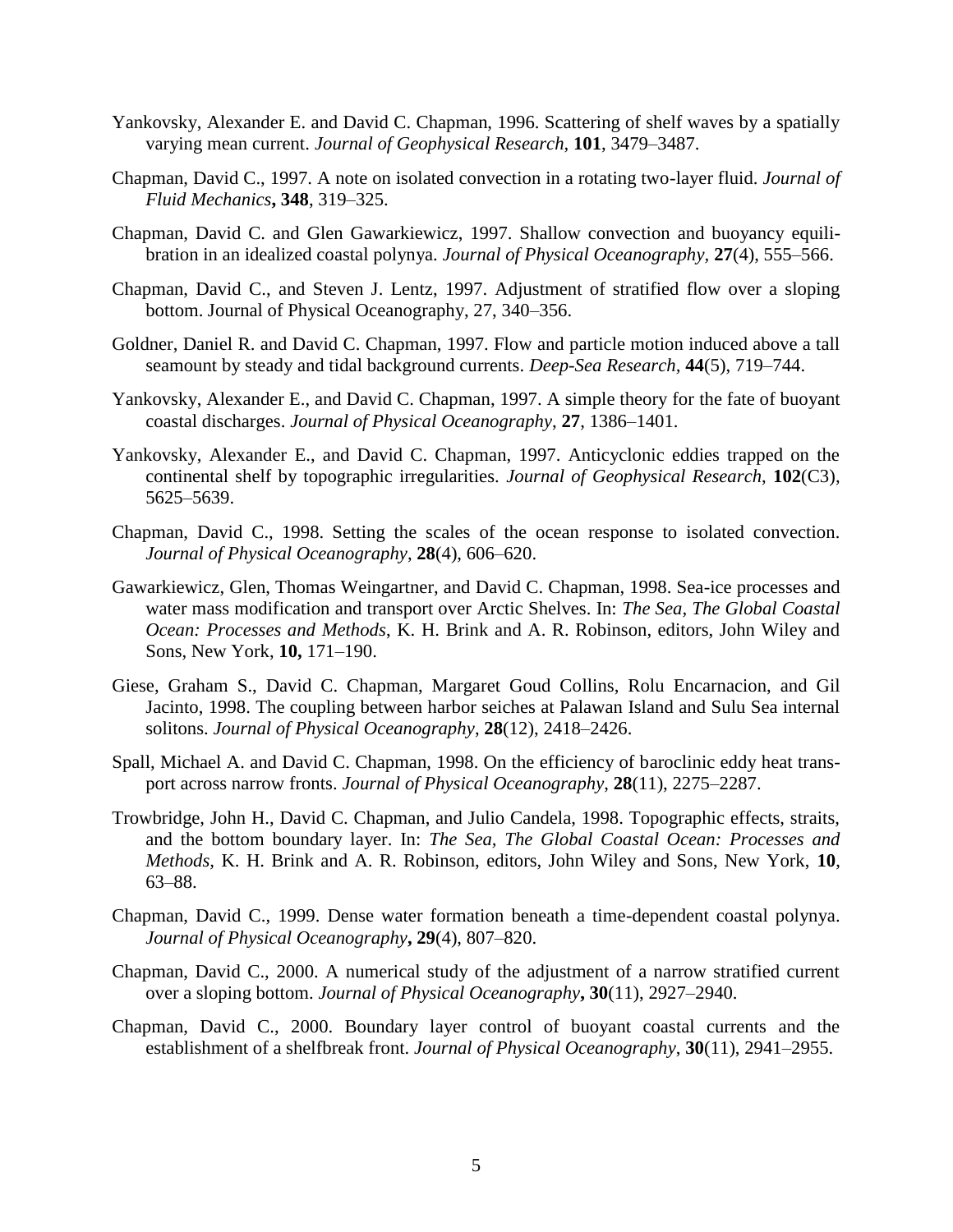Yankovsky, Alexander E. and David C. Chapman, 1996. Scattering of shelf waves by a spatially varying mean current. *Journal of Geophysical Research*, **101**, 3479–3487.

Chapman, David C., 1997. A note on isolated convection in a rotating two-layer fluid. *Journal of Fluid Mechanics***, 348**, 319–325.

Chapman, David C. and Glen Gawarkiewicz, 1997. Shallow convection and buoyancy equilibration in an idealized coastal polynya. *Journal of Physical Oceanography*, **27**(4), 555–566.

Chapman, David C., and Steven J. Lentz, 1997. Adjustment of stratified flow over a sloping bottom. Journal of Physical Oceanography, 27, 340–356.

Goldner, Daniel R. and David C. Chapman, 1997. Flow and particle motion induced above a tall seamount by steady and tidal background currents. *Deep-Sea Research,* **44**(5), 719–744.

Yankovsky, Alexander E., and David C. Chapman, 1997. A simple theory for the fate of buoyant coastal discharges. *Journal of Physical Oceanography*, **27**, 1386–1401.

Yankovsky, Alexander E., and David C. Chapman, 1997. Anticyclonic eddies trapped on the continental shelf by topographic irregularities. *Journal of Geophysical Research*, **102**(C3), 5625–5639.

Chapman, David C., 1998. Setting the scales of the ocean response to isolated convection. *Journal of Physical Oceanography*, **28**(4), 606–620.

Gawarkiewicz, Glen, Thomas Weingartner, and David C. Chapman, 1998. Sea-ice processes and water mass modification and transport over Arctic Shelves. In: *The Sea, The Global Coastal Ocean: Processes and Methods*, K. H. Brink and A. R. Robinson, editors, John Wiley and Sons, New York, **10,** 171–190.

Giese, Graham S., David C. Chapman, Margaret Goud Collins, Rolu Encarnacion, and Gil Jacinto, 1998. The coupling between harbor seiches at Palawan Island and Sulu Sea internal solitons. *Journal of Physical Oceanography*, **28**(12), 2418–2426.

Spall, Michael A. and David C. Chapman, 1998. On the efficiency of baroclinic eddy heat transport across narrow fronts. *Journal of Physical Oceanography*, **28**(11), 2275–2287.

Trowbridge, John H., David C. Chapman, and Julio Candela, 1998. Topographic effects, straits, and the bottom boundary layer. In: *The Sea, The Global Coastal Ocean: Processes and Methods,* K. H. Brink and A. R. Robinson, editors, John Wiley and Sons, New York, **10**, 63–88.

Chapman, David C., 1999. Dense water formation beneath a time-dependent coastal polynya. *Journal of Physical Oceanography***, 29**(4), 807–820.

Chapman, David C., 2000. A numerical study of the adjustment of a narrow stratified current over a sloping bottom. *Journal of Physical Oceanography***, 30**(11), 2927–2940.

Chapman, David C., 2000. Boundary layer control of buoyant coastal currents and the establishment of a shelfbreak front. *Journal of Physical Oceanography*, **30**(11), 2941–2955.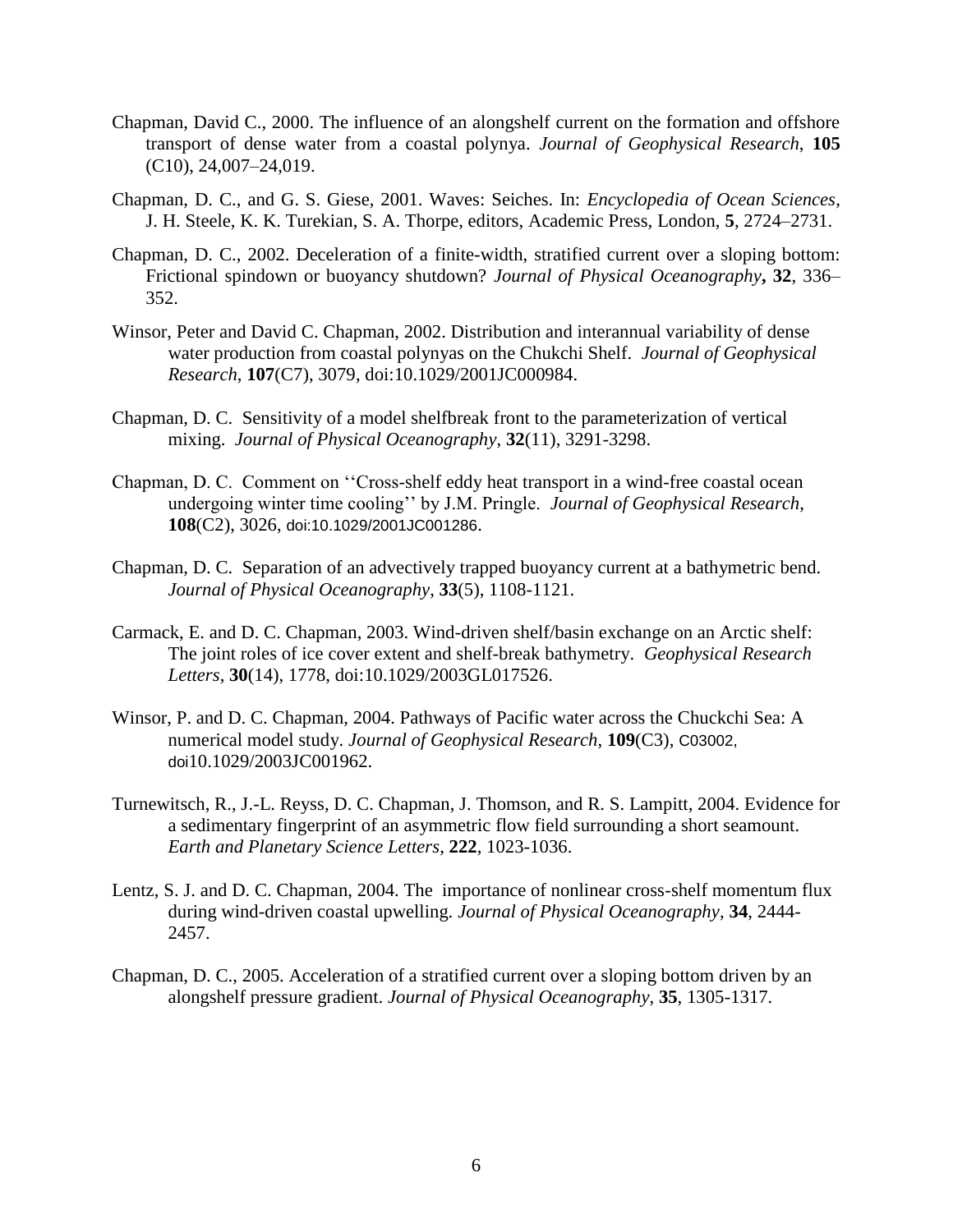Chapman, David C., 2000. The influence of an alongshelf current on the formation and offshore transport of dense water from a coastal polynya. *Journal of Geophysical Research*, **105** (C10), 24,007–24,019.

Chapman, D. C., and G. S. Giese, 2001. Waves: Seiches. In: *Encyclopedia of Ocean Sciences*, J. H. Steele, K. K. Turekian, S. A. Thorpe, editors, Academic Press, London, **5**, 2724–2731.

Chapman, D. C., 2002. Deceleration of a finite-width, stratified current over a sloping bottom: Frictional spindown or buoyancy shutdown? *Journal of Physical Oceanography***,** **32**, 336–352.

Winsor, Peter and David C. Chapman, 2002. Distribution and interannual variability of dense water production from coastal polynyas on the Chukchi Shelf. *Journal of Geophysical Research*, **107**(C7), 3079, doi:10.1029/2001JC000984.

Chapman, D. C. Sensitivity of a model shelfbreak front to the parameterization of vertical mixing. *Journal of Physical Oceanography*, **32**(11), 3291-3298.

Chapman, D. C. Comment on ''Cross-shelf eddy heat transport in a wind-free coastal ocean undergoing winter time cooling'' by J.M. Pringle. *Journal of Geophysical Research*, **108**(C2), 3026, doi:10.1029/2001JC001286.

Chapman, D. C. Separation of an advectively trapped buoyancy current at a bathymetric bend. *Journal of Physical Oceanography*, **33**(5), 1108-1121.

Carmack, E. and D. C. Chapman, 2003. Wind-driven shelf/basin exchange on an Arctic shelf: The joint roles of ice cover extent and shelf-break bathymetry. *Geophysical Research Letters*, **30**(14), 1778, doi:10.1029/2003GL017526.

Winsor, P. and D. C. Chapman, 2004. Pathways of Pacific water across the Chuckchi Sea: A numerical model study. *Journal of Geophysical Research*, **109**(C3), C03002, doi10.1029/2003JC001962.

Turnewitsch, R., J.-L. Reyss, D. C. Chapman, J. Thomson, and R. S. Lampitt, 2004. Evidence for a sedimentary fingerprint of an asymmetric flow field surrounding a short seamount. *Earth and Planetary Science Letters*, **222**, 1023-1036.

Lentz, S. J. and D. C. Chapman, 2004. The importance of nonlinear cross-shelf momentum flux during wind-driven coastal upwelling. *Journal of Physical Oceanography*, **34**, 2444-2457.

Chapman, D. C., 2005. Acceleration of a stratified current over a sloping bottom driven by an alongshelf pressure gradient. *Journal of Physical Oceanography*, **35**, 1305-1317.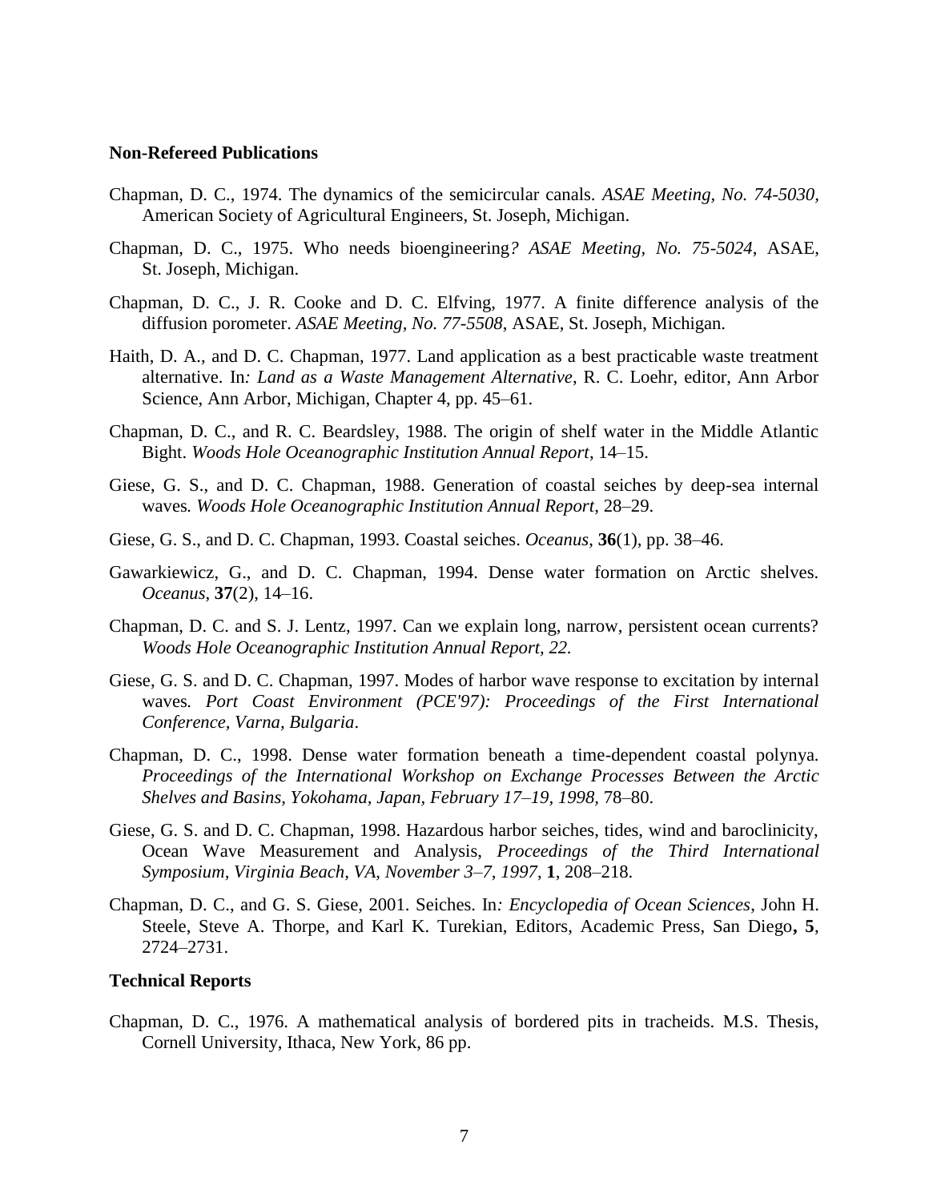### Non-Refereed Publications

Chapman, D. C., 1974. The dynamics of the semicircular canals. *ASAE Meeting, No. 74-5030*, American Society of Agricultural Engineers, St. Joseph, Michigan.

Chapman, D. C., 1975. Who needs bioengineering*? ASAE Meeting, No. 75-5024*, ASAE, St. Joseph, Michigan.

Chapman, D. C., J. R. Cooke and D. C. Elfving, 1977. A finite difference analysis of the diffusion porometer. *ASAE Meeting, No. 77-5508*, ASAE, St. Joseph, Michigan.

Haith, D. A., and D. C. Chapman, 1977. Land application as a best practicable waste treatment alternative. In*: Land as a Waste Management Alternative*, R. C. Loehr, editor, Ann Arbor Science, Ann Arbor, Michigan, Chapter 4, pp. 45–61.

Chapman, D. C., and R. C. Beardsley, 1988. The origin of shelf water in the Middle Atlantic Bight. *Woods Hole Oceanographic Institution Annual Report*, 14–15.

Giese, G. S., and D. C. Chapman, 1988. Generation of coastal seiches by deep-sea internal waves*. Woods Hole Oceanographic Institution Annual Report*, 28–29.

Giese, G. S., and D. C. Chapman, 1993. Coastal seiches. *Oceanus*, **36**(1), pp. 38–46.

Gawarkiewicz, G., and D. C. Chapman, 1994. Dense water formation on Arctic shelves. *Oceanus*, **37**(2), 14–16.

Chapman, D. C. and S. J. Lentz, 1997. Can we explain long, narrow, persistent ocean currents? *Woods Hole Oceanographic Institution Annual Report, 22.*

Giese, G. S. and D. C. Chapman, 1997. Modes of harbor wave response to excitation by internal waves*. Port Coast Environment (PCE'97): Proceedings of the First International Conference, Varna, Bulgaria*.

Chapman, D. C., 1998. Dense water formation beneath a time-dependent coastal polynya*. Proceedings of the International Workshop on Exchange Processes Between the Arctic Shelves and Basins, Yokohama, Japan, February 17–19, 1998*, 78–80.

Giese, G. S. and D. C. Chapman, 1998. Hazardous harbor seiches, tides, wind and baroclinicity, Ocean Wave Measurement and Analysis, *Proceedings of the Third International Symposium, Virginia Beach, VA, November 3–7, 1997*, **1**, 208–218.

Chapman, D. C., and G. S. Giese, 2001. Seiches. In*: Encyclopedia of Ocean Sciences*, John H. Steele, Steve A. Thorpe, and Karl K. Turekian, Editors, Academic Press, San Diego**, 5**, 2724–2731.

### Technical Reports

Chapman, D. C., 1976. A mathematical analysis of bordered pits in tracheids. M.S. Thesis, Cornell University, Ithaca, New York, 86 pp.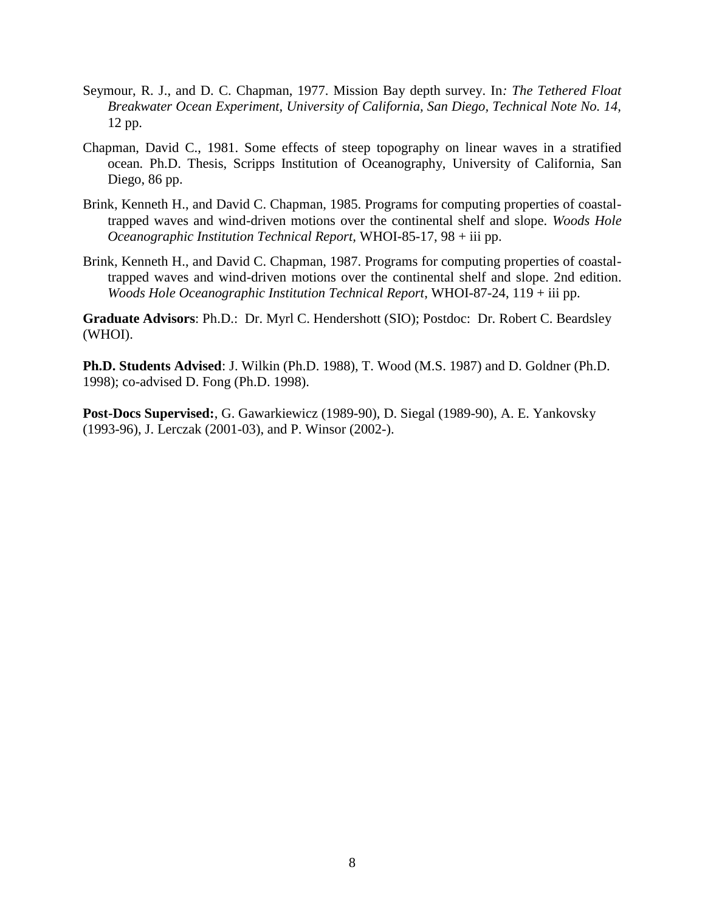Seymour, R. J., and D. C. Chapman, 1977. Mission Bay depth survey. In*: The Tethered Float Breakwater Ocean Experiment, University of California, San Diego, Technical Note No. 14,* 12 pp.

Chapman, David C., 1981. Some effects of steep topography on linear waves in a stratified ocean. Ph.D. Thesis, Scripps Institution of Oceanography, University of California, San Diego, 86 pp.

Brink, Kenneth H., and David C. Chapman, 1985. Programs for computing properties of coastal-trapped waves and wind-driven motions over the continental shelf and slope. *Woods Hole Oceanographic Institution Technical Report,* WHOI-85-17, 98 + iii pp.

Brink, Kenneth H., and David C. Chapman, 1987. Programs for computing properties of coastal-trapped waves and wind-driven motions over the continental shelf and slope. 2nd edition. *Woods Hole Oceanographic Institution Technical Report*, WHOI-87-24, 119 + iii pp.

**Graduate Advisors**: Ph.D.: Dr. Myrl C. Hendershott (SIO); Postdoc: Dr. Robert C. Beardsley (WHOI).

**Ph.D. Students Advised**: J. Wilkin (Ph.D. 1988), T. Wood (M.S. 1987) and D. Goldner (Ph.D. 1998); co-advised D. Fong (Ph.D. 1998).

**Post-Docs Supervised:**, G. Gawarkiewicz (1989-90), D. Siegal (1989-90), A. E. Yankovsky (1993-96), J. Lerczak (2001-03), and P. Winsor (2002-).